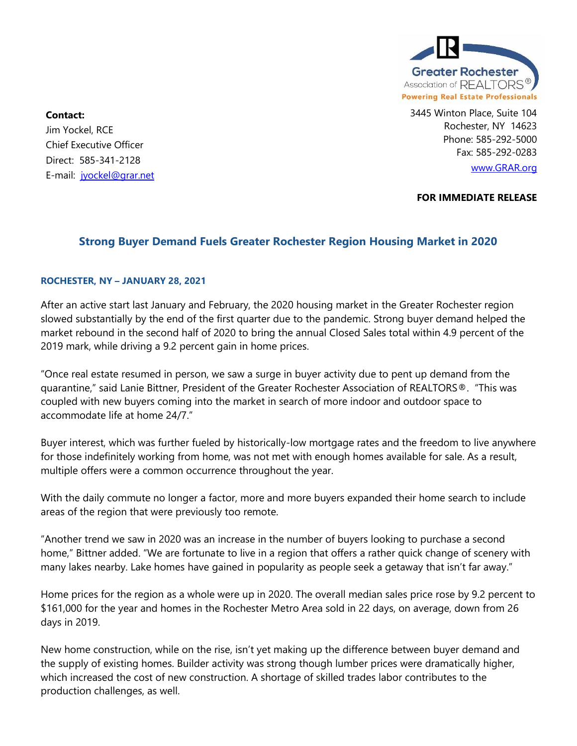Greater Rochester
Association of REALTORS®
Powering Real Estate Professionals

**Contact:**
Jim Yockel, RCE
Chief Executive Officer
Direct: 585-341-2128
E-mail: jyockel@grar.net

3445 Winton Place, Suite 104
Rochester, NY 14623
Phone: 585-292-5000
Fax: 585-292-0283
www.GRAR.org

**FOR IMMEDIATE RELEASE**

## Strong Buyer Demand Fuels Greater Rochester Region Housing Market in 2020

**ROCHESTER, NY – JANUARY 28, 2021**

After an active start last January and February, the 2020 housing market in the Greater Rochester region slowed substantially by the end of the first quarter due to the pandemic. Strong buyer demand helped the market rebound in the second half of 2020 to bring the annual Closed Sales total within 4.9 percent of the 2019 mark, while driving a 9.2 percent gain in home prices.

"Once real estate resumed in person, we saw a surge in buyer activity due to pent up demand from the quarantine," said Lanie Bittner, President of the Greater Rochester Association of REALTORS®. "This was coupled with new buyers coming into the market in search of more indoor and outdoor space to accommodate life at home 24/7."

Buyer interest, which was further fueled by historically-low mortgage rates and the freedom to live anywhere for those indefinitely working from home, was not met with enough homes available for sale. As a result, multiple offers were a common occurrence throughout the year.

With the daily commute no longer a factor, more and more buyers expanded their home search to include areas of the region that were previously too remote.

"Another trend we saw in 2020 was an increase in the number of buyers looking to purchase a second home," Bittner added. "We are fortunate to live in a region that offers a rather quick change of scenery with many lakes nearby. Lake homes have gained in popularity as people seek a getaway that isn't far away."

Home prices for the region as a whole were up in 2020. The overall median sales price rose by 9.2 percent to $161,000 for the year and homes in the Rochester Metro Area sold in 22 days, on average, down from 26 days in 2019.

New home construction, while on the rise, isn't yet making up the difference between buyer demand and the supply of existing homes. Builder activity was strong though lumber prices were dramatically higher, which increased the cost of new construction. A shortage of skilled trades labor contributes to the production challenges, as well.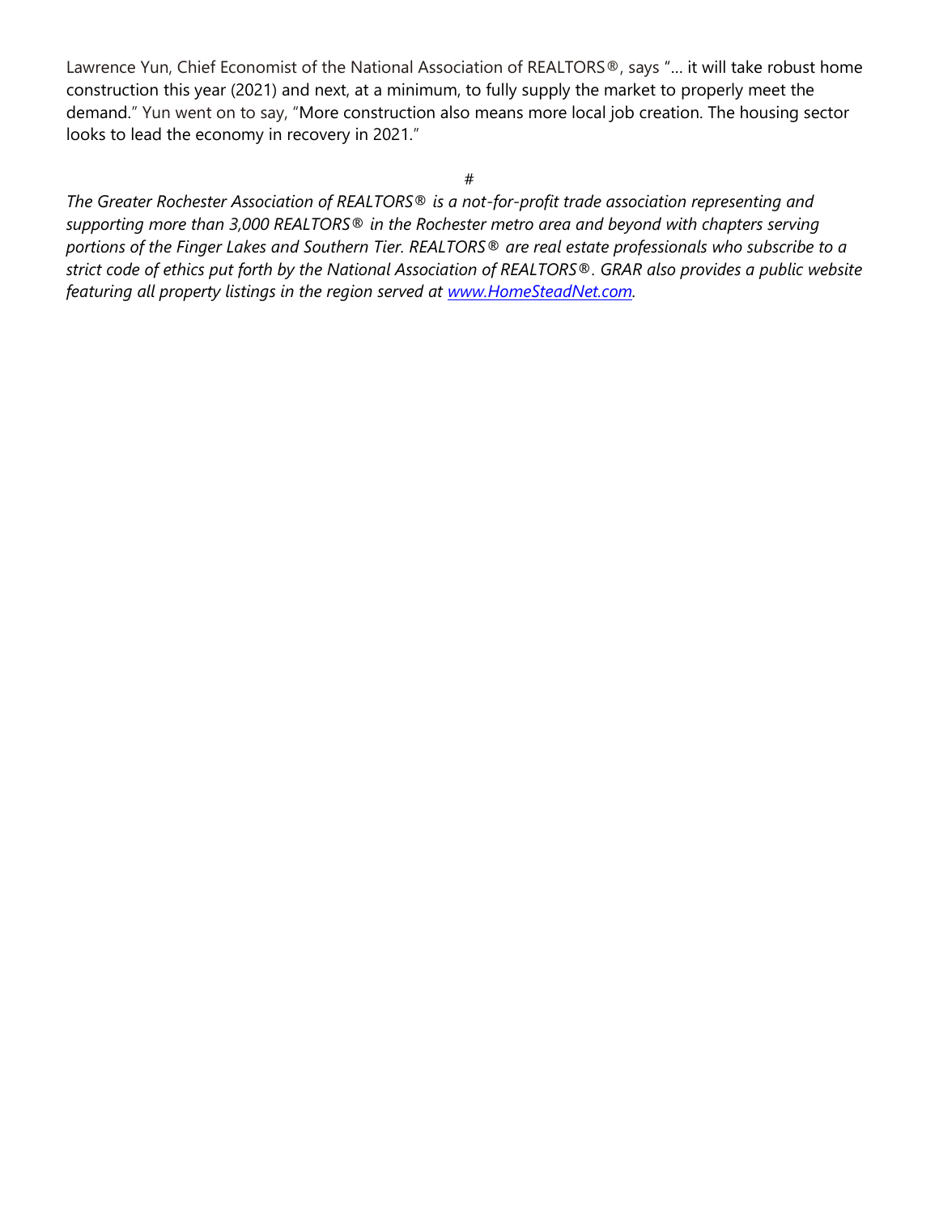Lawrence Yun, Chief Economist of the National Association of REALTORS®, says "… it will take robust home construction this year (2021) and next, at a minimum, to fully supply the market to properly meet the demand." Yun went on to say, "More construction also means more local job creation. The housing sector looks to lead the economy in recovery in 2021."

#

*The Greater Rochester Association of REALTORS® is a not-for-profit trade association representing and supporting more than 3,000 REALTORS® in the Rochester metro area and beyond with chapters serving portions of the Finger Lakes and Southern Tier. REALTORS® are real estate professionals who subscribe to a strict code of ethics put forth by the National Association of REALTORS®. GRAR also provides a public website featuring all property listings in the region served at [www.HomeSteadNet.com](http://www.HomeSteadNet.com).*